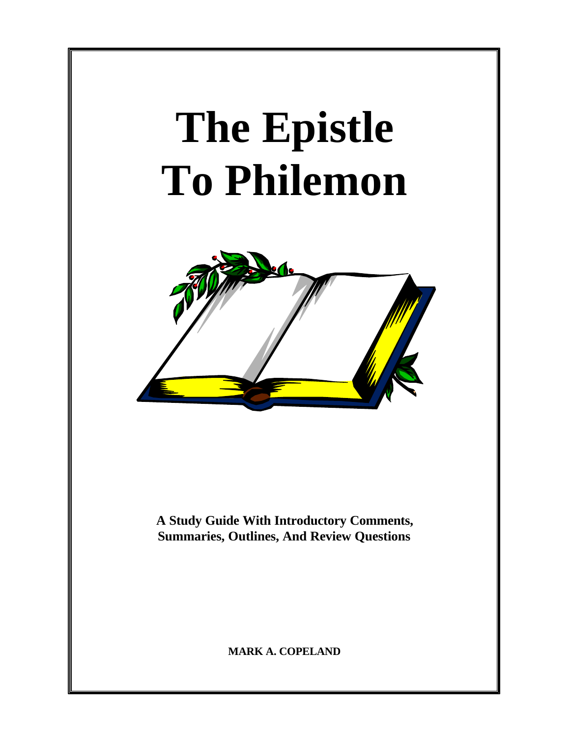# The Epistle To Philemon

**A Study Guide With Introductory Comments, Summaries, Outlines, And Review Questions**

**MARK A. COPELAND**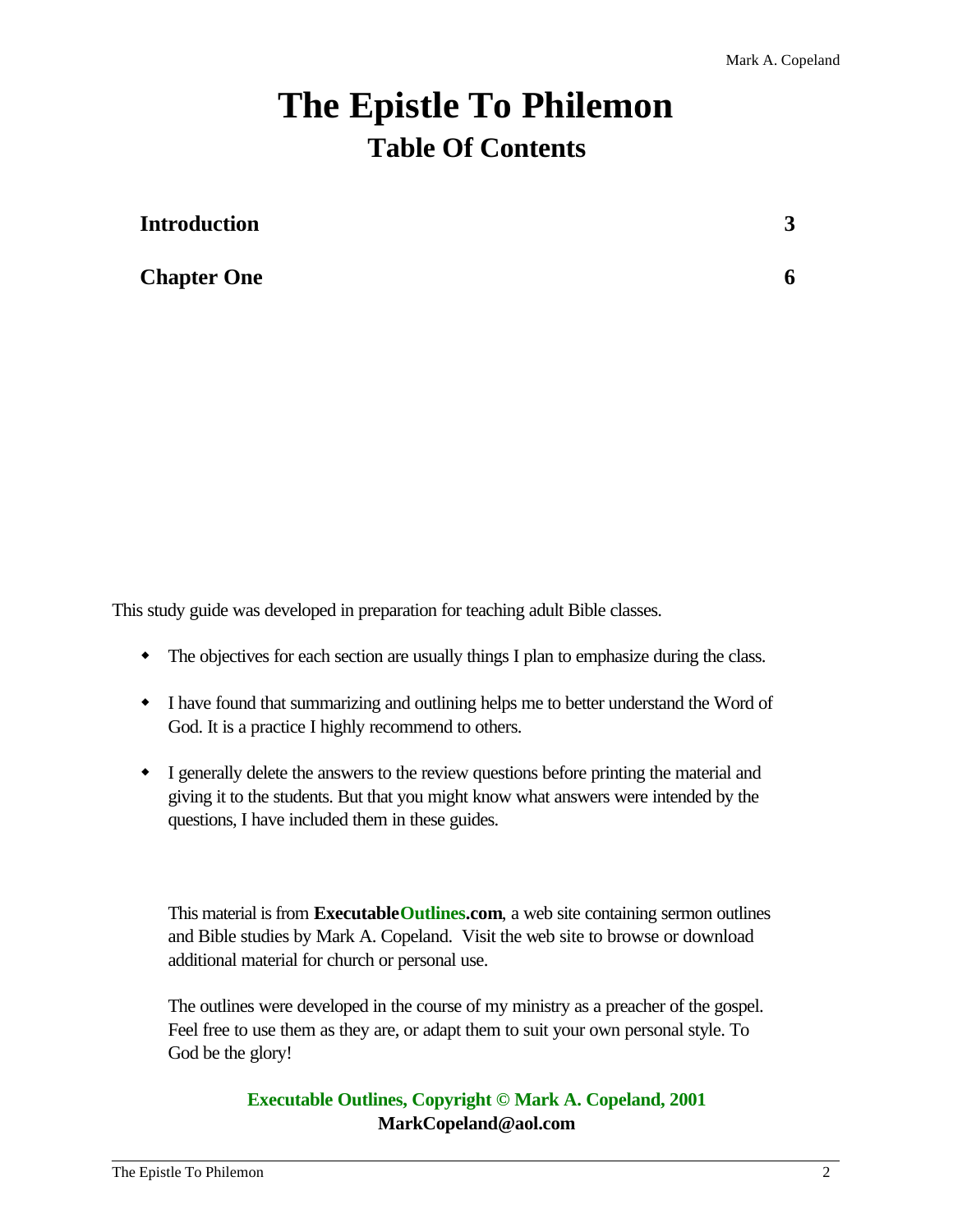# The Epistle To Philemon

## Table Of Contents

| | |
|---|---|
| **Introduction** | **3** |
| **Chapter One** | **6** |

This study guide was developed in preparation for teaching adult Bible classes.

- The objectives for each section are usually things I plan to emphasize during the class.
- I have found that summarizing and outlining helps me to better understand the Word of God. It is a practice I highly recommend to others.
- I generally delete the answers to the review questions before printing the material and giving it to the students. But that you might know what answers were intended by the questions, I have included them in these guides.

This material is from **ExecutableOutlines.com**, a web site containing sermon outlines and Bible studies by Mark A. Copeland. Visit the web site to browse or download additional material for church or personal use.

The outlines were developed in the course of my ministry as a preacher of the gospel. Feel free to use them as they are, or adapt them to suit your own personal style. To God be the glory!

**Executable Outlines, Copyright © Mark A. Copeland, 2001**
**MarkCopeland@aol.com**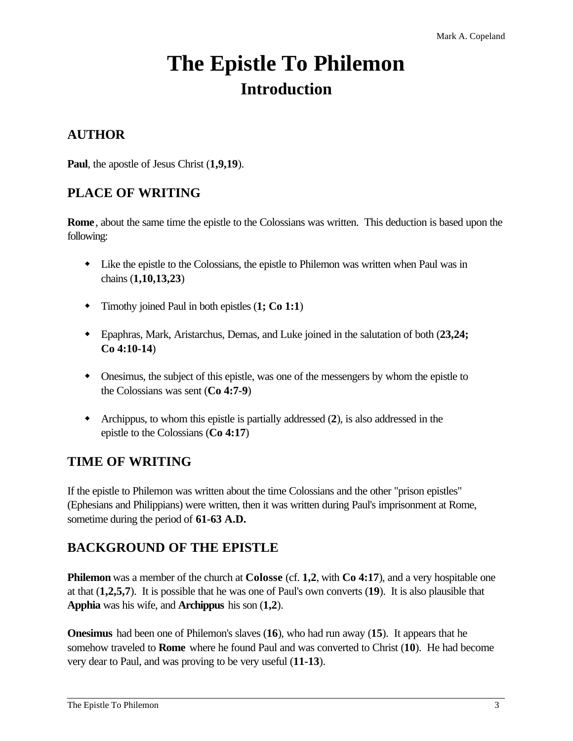# The Epistle To Philemon
## Introduction

### AUTHOR

**Paul**, the apostle of Jesus Christ (**1,9,19**).

### PLACE OF WRITING

**Rome**, about the same time the epistle to the Colossians was written. This deduction is based upon the following:

- Like the epistle to the Colossians, the epistle to Philemon was written when Paul was in chains (**1,10,13,23**)
- Timothy joined Paul in both epistles (**1; Co 1:1**)
- Epaphras, Mark, Aristarchus, Demas, and Luke joined in the salutation of both (**23,24; Co 4:10-14**)
- Onesimus, the subject of this epistle, was one of the messengers by whom the epistle to the Colossians was sent (**Co 4:7-9**)
- Archippus, to whom this epistle is partially addressed (**2**), is also addressed in the epistle to the Colossians (**Co 4:17**)

### TIME OF WRITING

If the epistle to Philemon was written about the time Colossians and the other "prison epistles" (Ephesians and Philippians) were written, then it was written during Paul's imprisonment at Rome, sometime during the period of **61-63 A.D.**

### BACKGROUND OF THE EPISTLE

**Philemon** was a member of the church at **Colosse** (cf. **1,2**, with **Co 4:17**), and a very hospitable one at that (**1,2,5,7**). It is possible that he was one of Paul's own converts (**19**). It is also plausible that **Apphia** was his wife, and **Archippus** his son (**1,2**).

**Onesimus** had been one of Philemon's slaves (**16**), who had run away (**15**). It appears that he somehow traveled to **Rome** where he found Paul and was converted to Christ (**10**). He had become very dear to Paul, and was proving to be very useful (**11-13**).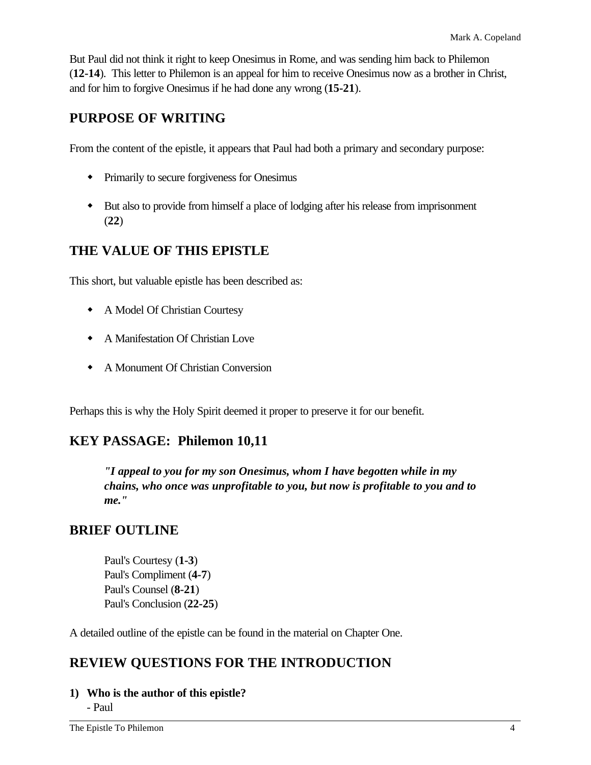But Paul did not think it right to keep Onesimus in Rome, and was sending him back to Philemon (**12-14**). This letter to Philemon is an appeal for him to receive Onesimus now as a brother in Christ, and for him to forgive Onesimus if he had done any wrong (**15-21**).

## PURPOSE OF WRITING

From the content of the epistle, it appears that Paul had both a primary and secondary purpose:

- Primarily to secure forgiveness for Onesimus
- But also to provide from himself a place of lodging after his release from imprisonment (**22**)

## THE VALUE OF THIS EPISTLE

This short, but valuable epistle has been described as:

- A Model Of Christian Courtesy
- A Manifestation Of Christian Love
- A Monument Of Christian Conversion

Perhaps this is why the Holy Spirit deemed it proper to preserve it for our benefit.

## KEY PASSAGE: Philemon 10,11

> ***"I appeal to you for my son Onesimus, whom I have begotten while in my chains, who once was unprofitable to you, but now is profitable to you and to me."***

## BRIEF OUTLINE

Paul's Courtesy (**1-3**)
Paul's Compliment (**4-7**)
Paul's Counsel (**8-21**)
Paul's Conclusion (**22-25**)

A detailed outline of the epistle can be found in the material on Chapter One.

## REVIEW QUESTIONS FOR THE INTRODUCTION

**1) Who is the author of this epistle?**
- Paul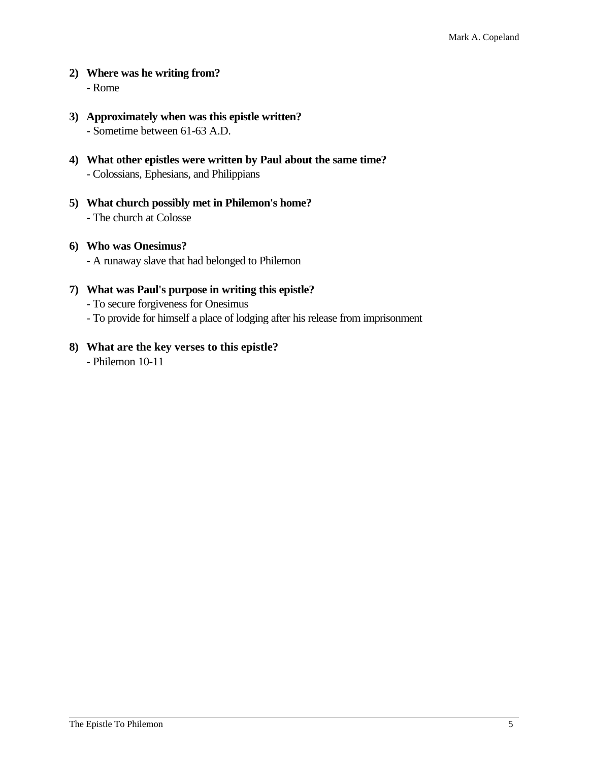**2) Where was he writing from?**
- Rome

**3) Approximately when was this epistle written?**
- Sometime between 61-63 A.D.

**4) What other epistles were written by Paul about the same time?**
- Colossians, Ephesians, and Philippians

**5) What church possibly met in Philemon's home?**
- The church at Colosse

**6) Who was Onesimus?**
- A runaway slave that had belonged to Philemon

**7) What was Paul's purpose in writing this epistle?**
- To secure forgiveness for Onesimus
- To provide for himself a place of lodging after his release from imprisonment

**8) What are the key verses to this epistle?**
- Philemon 10-11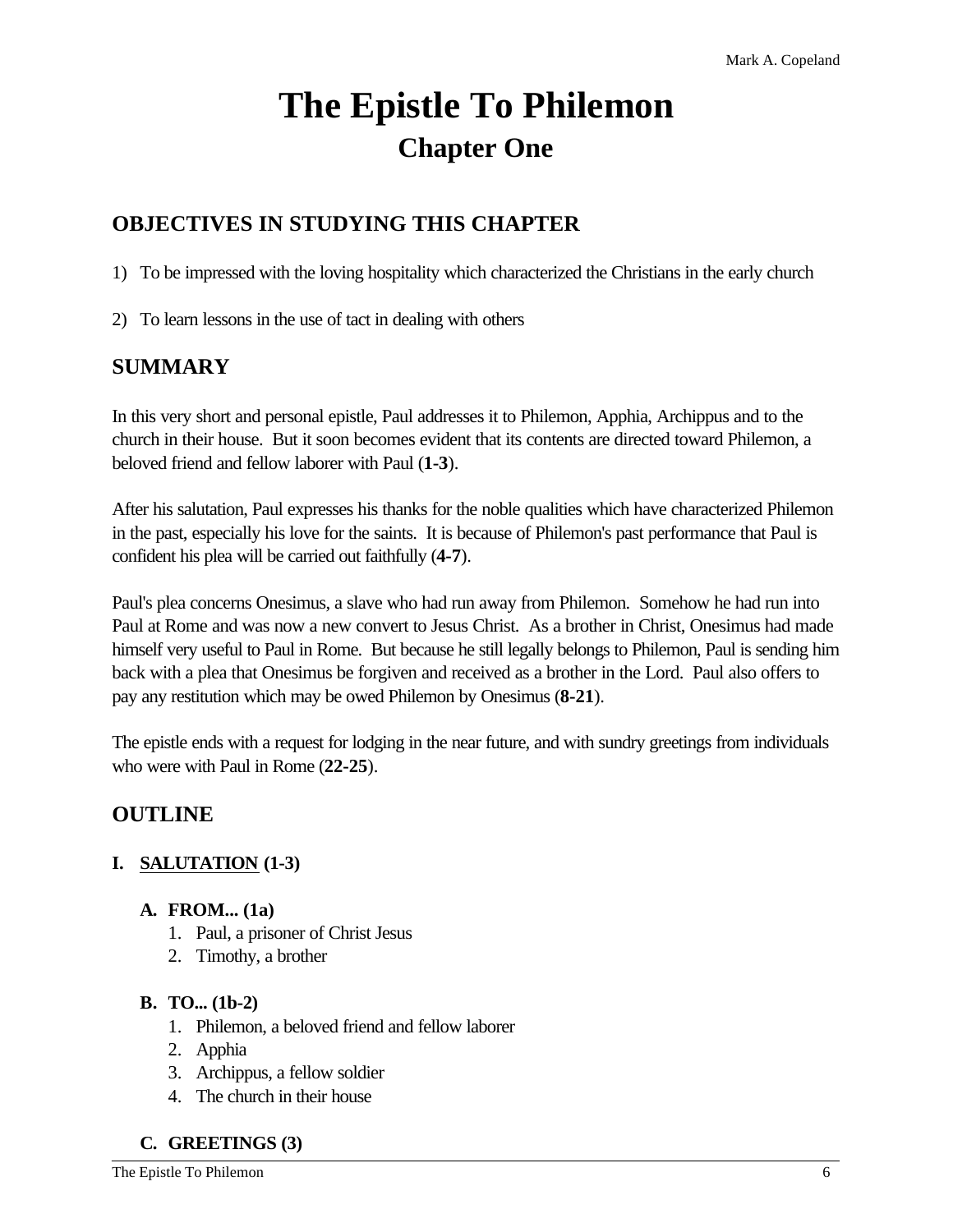# The Epistle To Philemon
## Chapter One

### OBJECTIVES IN STUDYING THIS CHAPTER

1) To be impressed with the loving hospitality which characterized the Christians in the early church

2) To learn lessons in the use of tact in dealing with others

### SUMMARY

In this very short and personal epistle, Paul addresses it to Philemon, Apphia, Archippus and to the church in their house. But it soon becomes evident that its contents are directed toward Philemon, a beloved friend and fellow laborer with Paul (**1-3**).

After his salutation, Paul expresses his thanks for the noble qualities which have characterized Philemon in the past, especially his love for the saints. It is because of Philemon's past performance that Paul is confident his plea will be carried out faithfully (**4-7**).

Paul's plea concerns Onesimus, a slave who had run away from Philemon. Somehow he had run into Paul at Rome and was now a new convert to Jesus Christ. As a brother in Christ, Onesimus had made himself very useful to Paul in Rome. But because he still legally belongs to Philemon, Paul is sending him back with a plea that Onesimus be forgiven and received as a brother in the Lord. Paul also offers to pay any restitution which may be owed Philemon by Onesimus (**8-21**).

The epistle ends with a request for lodging in the near future, and with sundry greetings from individuals who were with Paul in Rome (**22-25**).

### OUTLINE

**I. <u>SALUTATION</u> (1-3)**

**A. FROM... (1a)**

1. Paul, a prisoner of Christ Jesus
2. Timothy, a brother

**B. TO... (1b-2)**

1. Philemon, a beloved friend and fellow laborer
2. Apphia
3. Archippus, a fellow soldier
4. The church in their house

**C. GREETINGS (3)**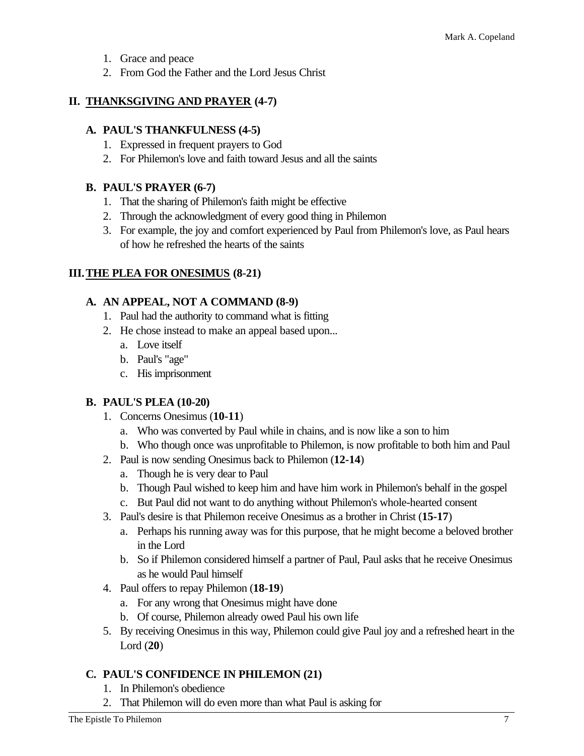1. Grace and peace
2. From God the Father and the Lord Jesus Christ

## II. THANKSGIVING AND PRAYER (4-7)

### A. PAUL'S THANKFULNESS (4-5)

1. Expressed in frequent prayers to God
2. For Philemon's love and faith toward Jesus and all the saints

### B. PAUL'S PRAYER (6-7)

1. That the sharing of Philemon's faith might be effective
2. Through the acknowledgment of every good thing in Philemon
3. For example, the joy and comfort experienced by Paul from Philemon's love, as Paul hears of how he refreshed the hearts of the saints

## III. THE PLEA FOR ONESIMUS (8-21)

### A. AN APPEAL, NOT A COMMAND (8-9)

1. Paul had the authority to command what is fitting
2. He chose instead to make an appeal based upon...
   a. Love itself
   b. Paul's "age"
   c. His imprisonment

### B. PAUL'S PLEA (10-20)

1. Concerns Onesimus (**10-11**)
   a. Who was converted by Paul while in chains, and is now like a son to him
   b. Who though once was unprofitable to Philemon, is now profitable to both him and Paul
2. Paul is now sending Onesimus back to Philemon (**12-14**)
   a. Though he is very dear to Paul
   b. Though Paul wished to keep him and have him work in Philemon's behalf in the gospel
   c. But Paul did not want to do anything without Philemon's whole-hearted consent
3. Paul's desire is that Philemon receive Onesimus as a brother in Christ (**15-17**)
   a. Perhaps his running away was for this purpose, that he might become a beloved brother in the Lord
   b. So if Philemon considered himself a partner of Paul, Paul asks that he receive Onesimus as he would Paul himself
4. Paul offers to repay Philemon (**18-19**)
   a. For any wrong that Onesimus might have done
   b. Of course, Philemon already owed Paul his own life
5. By receiving Onesimus in this way, Philemon could give Paul joy and a refreshed heart in the Lord (**20**)

### C. PAUL'S CONFIDENCE IN PHILEMON (21)

1. In Philemon's obedience
2. That Philemon will do even more than what Paul is asking for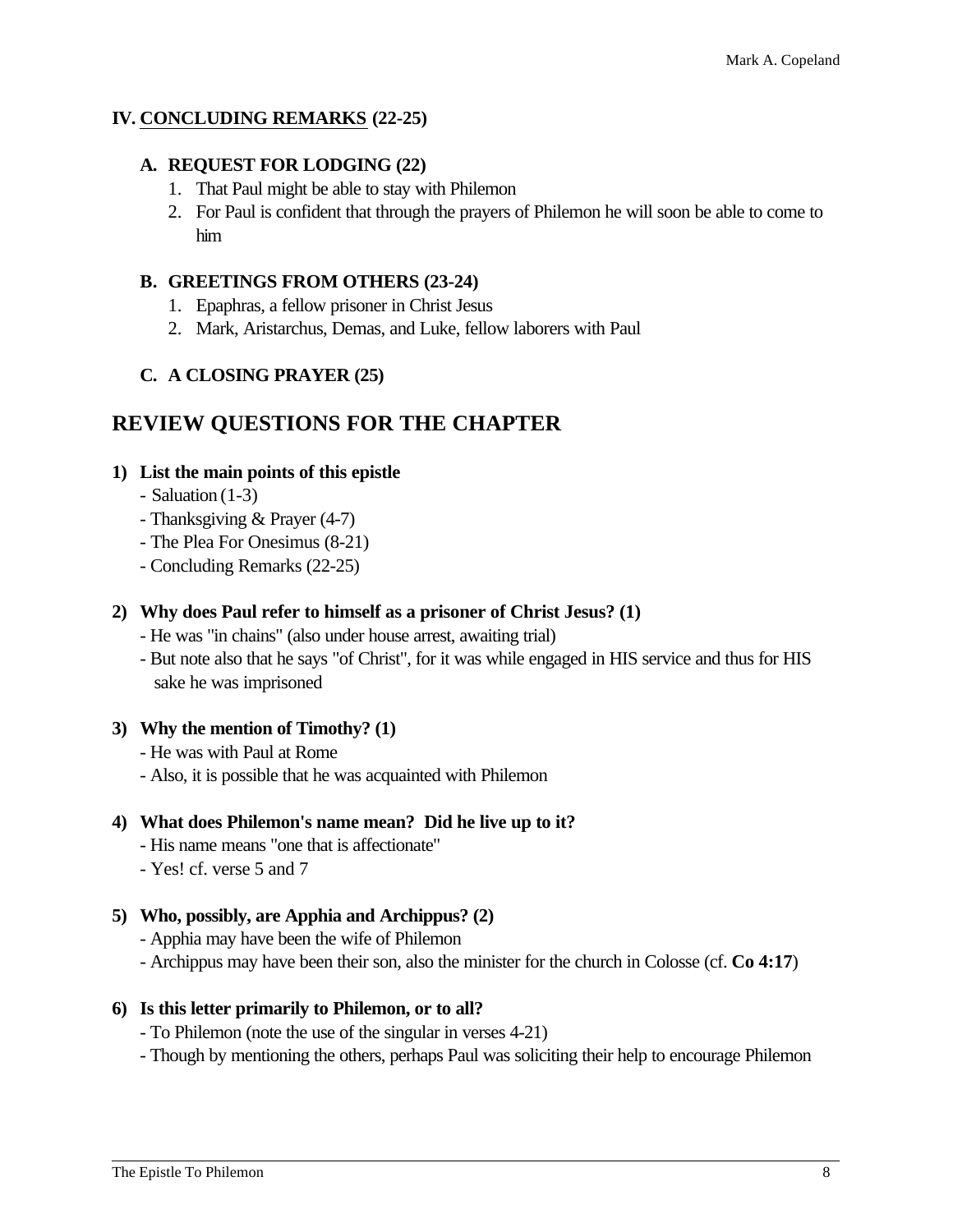## IV. CONCLUDING REMARKS (22-25)

### A. REQUEST FOR LODGING (22)

1. That Paul might be able to stay with Philemon
2. For Paul is confident that through the prayers of Philemon he will soon be able to come to him

### B. GREETINGS FROM OTHERS (23-24)

1. Epaphras, a fellow prisoner in Christ Jesus
2. Mark, Aristarchus, Demas, and Luke, fellow laborers with Paul

### C. A CLOSING PRAYER (25)

## REVIEW QUESTIONS FOR THE CHAPTER

**1) List the main points of this epistle**

- Saluation (1-3)
- Thanksgiving & Prayer (4-7)
- The Plea For Onesimus (8-21)
- Concluding Remarks (22-25)

**2) Why does Paul refer to himself as a prisoner of Christ Jesus? (1)**

- He was "in chains" (also under house arrest, awaiting trial)
- But note also that he says "of Christ", for it was while engaged in HIS service and thus for HIS sake he was imprisoned

**3) Why the mention of Timothy? (1)**

- He was with Paul at Rome
- Also, it is possible that he was acquainted with Philemon

**4) What does Philemon's name mean? Did he live up to it?**

- His name means "one that is affectionate"
- Yes! cf. verse 5 and 7

**5) Who, possibly, are Apphia and Archippus? (2)**

- Apphia may have been the wife of Philemon
- Archippus may have been their son, also the minister for the church in Colosse (cf. **Co 4:17**)

**6) Is this letter primarily to Philemon, or to all?**

- To Philemon (note the use of the singular in verses 4-21)
- Though by mentioning the others, perhaps Paul was soliciting their help to encourage Philemon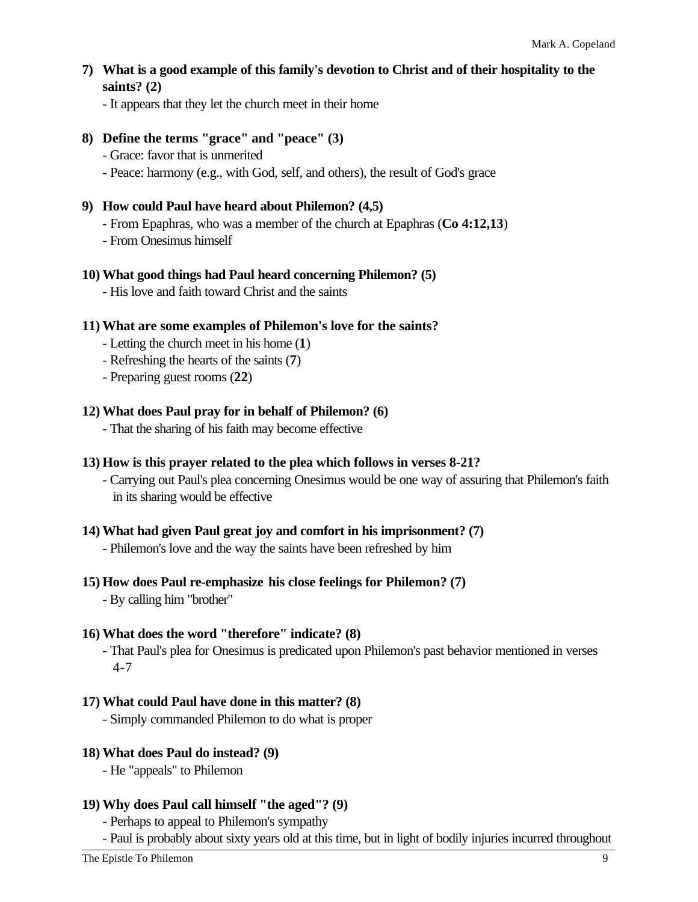7) **What is a good example of this family's devotion to Christ and of their hospitality to the saints? (2)**

   - It appears that they let the church meet in their home

8) **Define the terms "grace" and "peace" (3)**

   - Grace: favor that is unmerited
   - Peace: harmony (e.g., with God, self, and others), the result of God's grace

9) **How could Paul have heard about Philemon? (4,5)**

   - From Epaphras, who was a member of the church at Epaphras (**Co 4:12,13**)
   - From Onesimus himself

10) **What good things had Paul heard concerning Philemon? (5)**

   - His love and faith toward Christ and the saints

11) **What are some examples of Philemon's love for the saints?**

   - Letting the church meet in his home (**1**)
   - Refreshing the hearts of the saints (**7**)
   - Preparing guest rooms (**22**)

12) **What does Paul pray for in behalf of Philemon? (6)**

   - That the sharing of his faith may become effective

13) **How is this prayer related to the plea which follows in verses 8-21?**

   - Carrying out Paul's plea concerning Onesimus would be one way of assuring that Philemon's faith in its sharing would be effective

14) **What had given Paul great joy and comfort in his imprisonment? (7)**

   - Philemon's love and the way the saints have been refreshed by him

15) **How does Paul re-emphasize his close feelings for Philemon? (7)**

   - By calling him "brother"

16) **What does the word "therefore" indicate? (8)**

   - That Paul's plea for Onesimus is predicated upon Philemon's past behavior mentioned in verses 4-7

17) **What could Paul have done in this matter? (8)**

   - Simply commanded Philemon to do what is proper

18) **What does Paul do instead? (9)**

   - He "appeals" to Philemon

19) **Why does Paul call himself "the aged"? (9)**

   - Perhaps to appeal to Philemon's sympathy
   - Paul is probably about sixty years old at this time, but in light of bodily injuries incurred throughout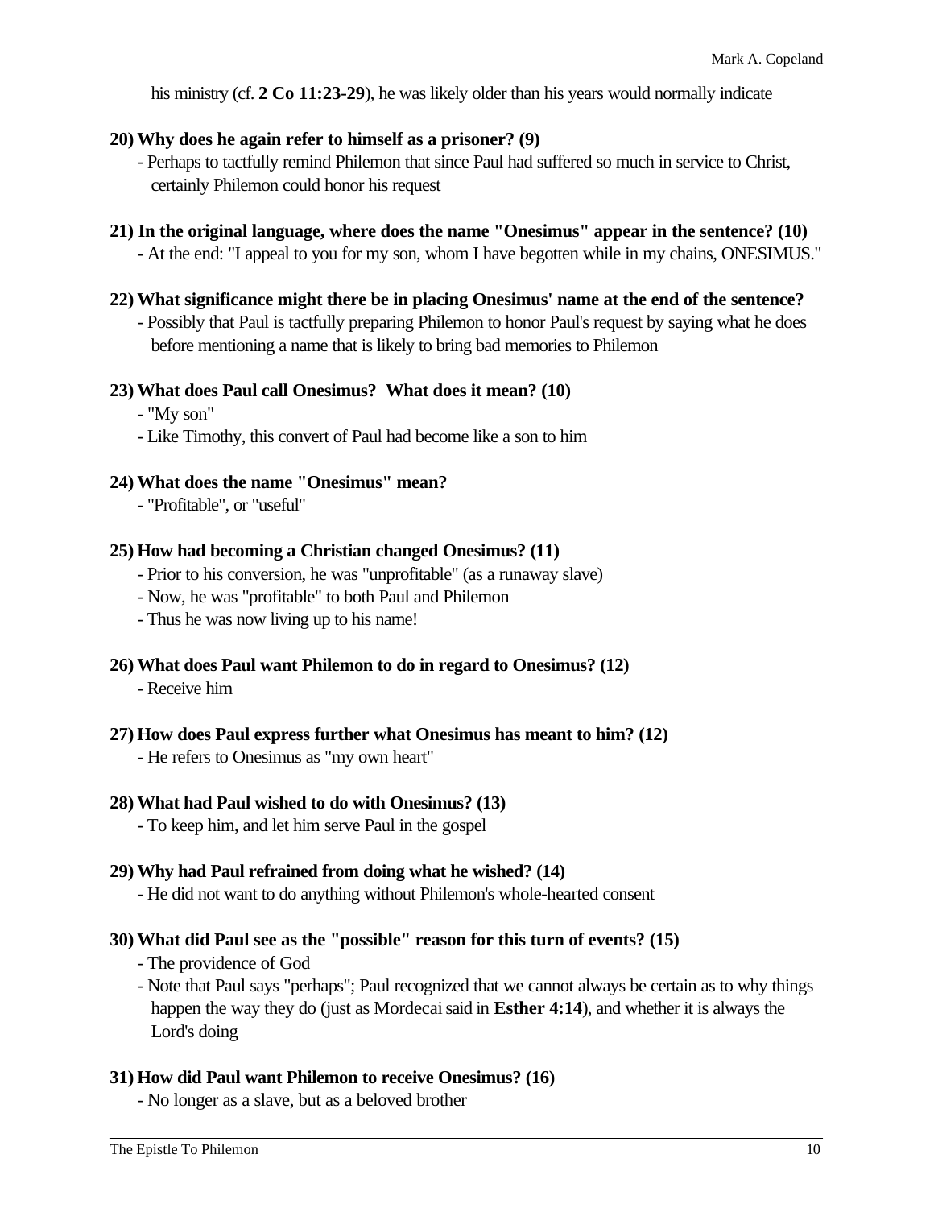his ministry (cf. **2 Co 11:23-29**), he was likely older than his years would normally indicate

**20) Why does he again refer to himself as a prisoner? (9)**

- Perhaps to tactfully remind Philemon that since Paul had suffered so much in service to Christ, certainly Philemon could honor his request

**21) In the original language, where does the name "Onesimus" appear in the sentence? (10)**

- At the end: "I appeal to you for my son, whom I have begotten while in my chains, ONESIMUS."

**22) What significance might there be in placing Onesimus' name at the end of the sentence?**

- Possibly that Paul is tactfully preparing Philemon to honor Paul's request by saying what he does before mentioning a name that is likely to bring bad memories to Philemon

**23) What does Paul call Onesimus? What does it mean? (10)**

- "My son"
- Like Timothy, this convert of Paul had become like a son to him

**24) What does the name "Onesimus" mean?**

- "Profitable", or "useful"

**25) How had becoming a Christian changed Onesimus? (11)**

- Prior to his conversion, he was "unprofitable" (as a runaway slave)
- Now, he was "profitable" to both Paul and Philemon
- Thus he was now living up to his name!

**26) What does Paul want Philemon to do in regard to Onesimus? (12)**

- Receive him

**27) How does Paul express further what Onesimus has meant to him? (12)**

- He refers to Onesimus as "my own heart"

**28) What had Paul wished to do with Onesimus? (13)**

- To keep him, and let him serve Paul in the gospel

**29) Why had Paul refrained from doing what he wished? (14)**

- He did not want to do anything without Philemon's whole-hearted consent

**30) What did Paul see as the "possible" reason for this turn of events? (15)**

- The providence of God
- Note that Paul says "perhaps"; Paul recognized that we cannot always be certain as to why things happen the way they do (just as Mordecai said in **Esther 4:14**), and whether it is always the Lord's doing

**31) How did Paul want Philemon to receive Onesimus? (16)**

- No longer as a slave, but as a beloved brother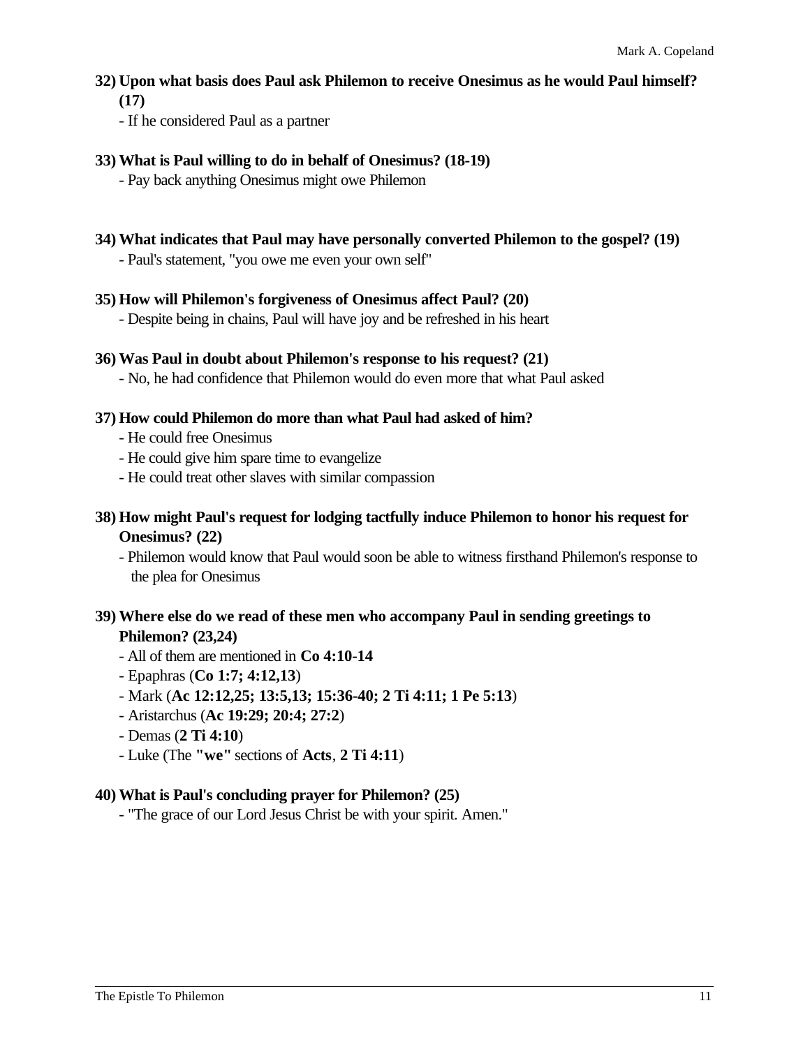**32) Upon what basis does Paul ask Philemon to receive Onesimus as he would Paul himself? (17)**

- If he considered Paul as a partner

**33) What is Paul willing to do in behalf of Onesimus? (18-19)**

- Pay back anything Onesimus might owe Philemon

**34) What indicates that Paul may have personally converted Philemon to the gospel? (19)**

- Paul's statement, "you owe me even your own self"

**35) How will Philemon's forgiveness of Onesimus affect Paul? (20)**

- Despite being in chains, Paul will have joy and be refreshed in his heart

**36) Was Paul in doubt about Philemon's response to his request? (21)**

- No, he had confidence that Philemon would do even more that what Paul asked

**37) How could Philemon do more than what Paul had asked of him?**

- He could free Onesimus
- He could give him spare time to evangelize
- He could treat other slaves with similar compassion

**38) How might Paul's request for lodging tactfully induce Philemon to honor his request for Onesimus? (22)**

- Philemon would know that Paul would soon be able to witness firsthand Philemon's response to the plea for Onesimus

**39) Where else do we read of these men who accompany Paul in sending greetings to Philemon? (23,24)**

- All of them are mentioned in **Co 4:10-14**
- Epaphras (**Co 1:7; 4:12,13**)
- Mark (**Ac 12:12,25; 13:5,13; 15:36-40; 2 Ti 4:11; 1 Pe 5:13**)
- Aristarchus (**Ac 19:29; 20:4; 27:2**)
- Demas (**2 Ti 4:10**)
- Luke (The **"we"** sections of **Acts**, **2 Ti 4:11**)

**40) What is Paul's concluding prayer for Philemon? (25)**

- "The grace of our Lord Jesus Christ be with your spirit. Amen."